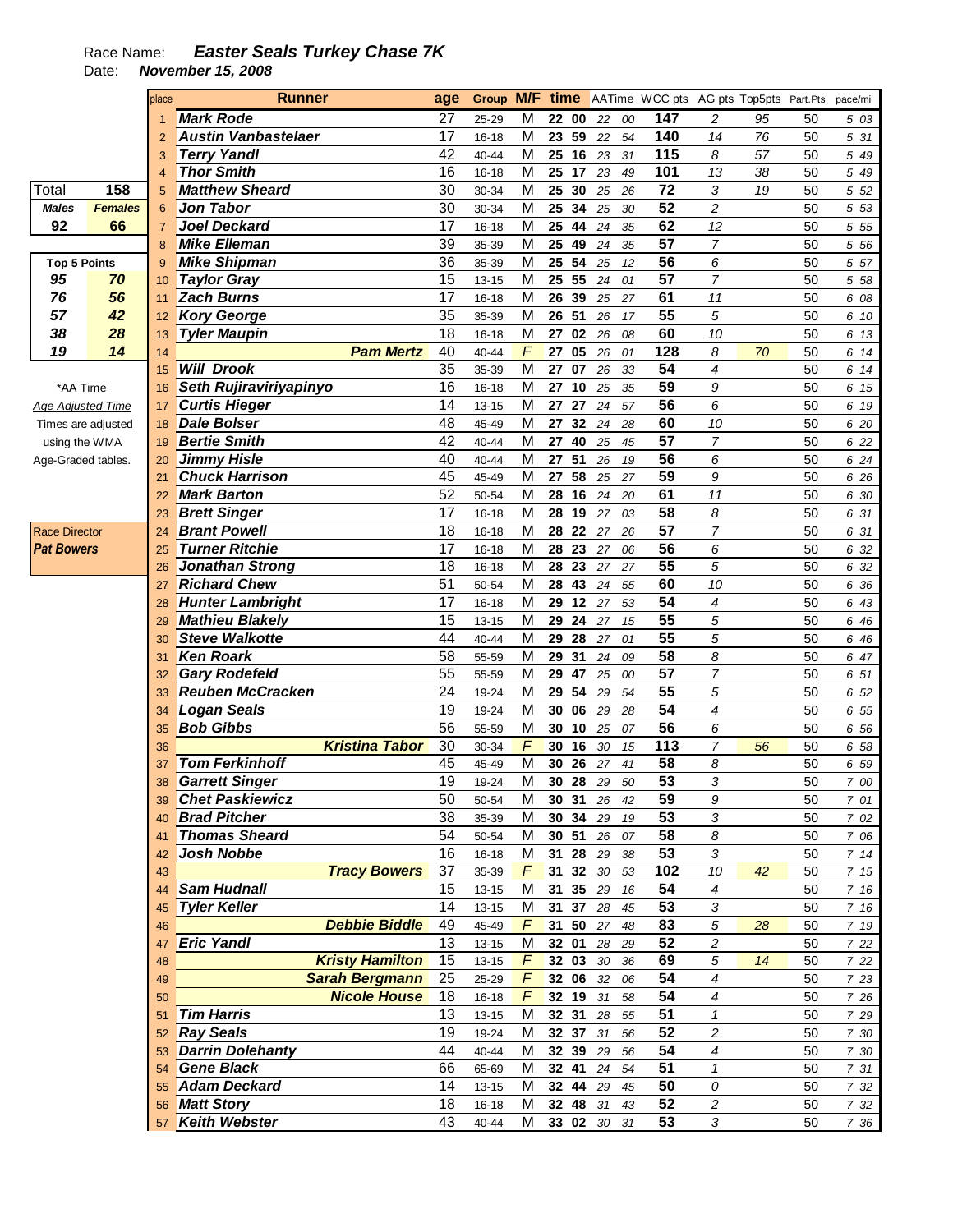Race Name: ***Easter Seals Turkey Chase 7K***

Date: ***November 15, 2008***

| Total | 158 |
|---|---|
| **Males** | **Females** |
| **92** | **66** |

| Top 5 Points | |
|---|---|
| 95 | 70 |
| 76 | 56 |
| 57 | 42 |
| 38 | 28 |
| 19 | 14 |

*AA Time
*Age Adjusted Time*
Times are adjusted using the WMA Age-Graded tables.

Race Director
***Pat Bowers***

| place | Runner | age | Group | M/F | time | | AATime | | WCC pts | AG pts | Top5pts | Part.Pts | pace/mi |
|---|---|---|---|---|---|---|---|---|---|---|---|---|---|
| 1 | Mark Rode | 27 | 25-29 | M | 22 | 00 | 22 | 00 | 147 | 2 | 95 | 50 | 5 03 |
| 2 | Austin Vanbastelaer | 17 | 16-18 | M | 23 | 59 | 22 | 54 | 140 | 14 | 76 | 50 | 5 31 |
| 3 | Terry Yandl | 42 | 40-44 | M | 25 | 16 | 23 | 31 | 115 | 8 | 57 | 50 | 5 49 |
| 4 | Thor Smith | 16 | 16-18 | M | 25 | 17 | 23 | 49 | 101 | 13 | 38 | 50 | 5 49 |
| 5 | Matthew Sheard | 30 | 30-34 | M | 25 | 30 | 25 | 26 | 72 | 3 | 19 | 50 | 5 52 |
| 6 | Jon Tabor | 30 | 30-34 | M | 25 | 34 | 25 | 30 | 52 | 2 | | 50 | 5 53 |
| 7 | Joel Deckard | 17 | 16-18 | M | 25 | 44 | 24 | 35 | 62 | 12 | | 50 | 5 55 |
| 8 | Mike Elleman | 39 | 35-39 | M | 25 | 49 | 24 | 35 | 57 | 7 | | 50 | 5 56 |
| 9 | Mike Shipman | 36 | 35-39 | M | 25 | 54 | 25 | 12 | 56 | 6 | | 50 | 5 57 |
| 10 | Taylor Gray | 15 | 13-15 | M | 25 | 55 | 24 | 01 | 57 | 7 | | 50 | 5 58 |
| 11 | Zach Burns | 17 | 16-18 | M | 26 | 39 | 25 | 27 | 61 | 11 | | 50 | 6 08 |
| 12 | Kory George | 35 | 35-39 | M | 26 | 51 | 26 | 17 | 55 | 5 | | 50 | 6 10 |
| 13 | Tyler Maupin | 18 | 16-18 | M | 27 | 02 | 26 | 08 | 60 | 10 | | 50 | 6 13 |
| 14 | Pam Mertz | 40 | 40-44 | F | 27 | 05 | 26 | 01 | 128 | 8 | 70 | 50 | 6 14 |
| 15 | Will Drook | 35 | 35-39 | M | 27 | 07 | 26 | 33 | 54 | 4 | | 50 | 6 14 |
| 16 | Seth Rujiraviriyapinyo | 16 | 16-18 | M | 27 | 10 | 25 | 35 | 59 | 9 | | 50 | 6 15 |
| 17 | Curtis Hieger | 14 | 13-15 | M | 27 | 27 | 24 | 57 | 56 | 6 | | 50 | 6 19 |
| 18 | Dale Bolser | 48 | 45-49 | M | 27 | 32 | 24 | 28 | 60 | 10 | | 50 | 6 20 |
| 19 | Bertie Smith | 42 | 40-44 | M | 27 | 40 | 25 | 45 | 57 | 7 | | 50 | 6 22 |
| 20 | Jimmy Hisle | 40 | 40-44 | M | 27 | 51 | 26 | 19 | 56 | 6 | | 50 | 6 24 |
| 21 | Chuck Harrison | 45 | 45-49 | M | 27 | 58 | 25 | 27 | 59 | 9 | | 50 | 6 26 |
| 22 | Mark Barton | 52 | 50-54 | M | 28 | 16 | 24 | 20 | 61 | 11 | | 50 | 6 30 |
| 23 | Brett Singer | 17 | 16-18 | M | 28 | 19 | 27 | 03 | 58 | 8 | | 50 | 6 31 |
| 24 | Brant Powell | 18 | 16-18 | M | 28 | 22 | 27 | 26 | 57 | 7 | | 50 | 6 31 |
| 25 | Turner Ritchie | 17 | 16-18 | M | 28 | 23 | 27 | 06 | 56 | 6 | | 50 | 6 32 |
| 26 | Jonathan Strong | 18 | 16-18 | M | 28 | 23 | 27 | 27 | 55 | 5 | | 50 | 6 32 |
| 27 | Richard Chew | 51 | 50-54 | M | 28 | 43 | 24 | 55 | 60 | 10 | | 50 | 6 36 |
| 28 | Hunter Lambright | 17 | 16-18 | M | 29 | 12 | 27 | 53 | 54 | 4 | | 50 | 6 43 |
| 29 | Mathieu Blakely | 15 | 13-15 | M | 29 | 24 | 27 | 15 | 55 | 5 | | 50 | 6 46 |
| 30 | Steve Walkotte | 44 | 40-44 | M | 29 | 28 | 27 | 01 | 55 | 5 | | 50 | 6 46 |
| 31 | Ken Roark | 58 | 55-59 | M | 29 | 31 | 24 | 09 | 58 | 8 | | 50 | 6 47 |
| 32 | Gary Rodefeld | 55 | 55-59 | M | 29 | 47 | 25 | 00 | 57 | 7 | | 50 | 6 51 |
| 33 | Reuben McCracken | 24 | 19-24 | M | 29 | 54 | 29 | 54 | 55 | 5 | | 50 | 6 52 |
| 34 | Logan Seals | 19 | 19-24 | M | 30 | 06 | 29 | 28 | 54 | 4 | | 50 | 6 55 |
| 35 | Bob Gibbs | 56 | 55-59 | M | 30 | 10 | 25 | 07 | 56 | 6 | | 50 | 6 56 |
| 36 | Kristina Tabor | 30 | 30-34 | F | 30 | 16 | 30 | 15 | 113 | 7 | 56 | 50 | 6 58 |
| 37 | Tom Ferkinhoff | 45 | 45-49 | M | 30 | 26 | 27 | 41 | 58 | 8 | | 50 | 6 59 |
| 38 | Garrett Singer | 19 | 19-24 | M | 30 | 28 | 29 | 50 | 53 | 3 | | 50 | 7 00 |
| 39 | Chet Paskiewicz | 50 | 50-54 | M | 30 | 31 | 26 | 42 | 59 | 9 | | 50 | 7 01 |
| 40 | Brad Pitcher | 38 | 35-39 | M | 30 | 34 | 29 | 19 | 53 | 3 | | 50 | 7 02 |
| 41 | Thomas Sheard | 54 | 50-54 | M | 30 | 51 | 26 | 07 | 58 | 8 | | 50 | 7 06 |
| 42 | Josh Nobbe | 16 | 16-18 | M | 31 | 28 | 29 | 38 | 53 | 3 | | 50 | 7 14 |
| 43 | Tracy Bowers | 37 | 35-39 | F | 31 | 32 | 30 | 53 | 102 | 10 | 42 | 50 | 7 15 |
| 44 | Sam Hudnall | 15 | 13-15 | M | 31 | 35 | 29 | 16 | 54 | 4 | | 50 | 7 16 |
| 45 | Tyler Keller | 14 | 13-15 | M | 31 | 37 | 28 | 45 | 53 | 3 | | 50 | 7 16 |
| 46 | Debbie Biddle | 49 | 45-49 | F | 31 | 50 | 27 | 48 | 83 | 5 | 28 | 50 | 7 19 |
| 47 | Eric Yandl | 13 | 13-15 | M | 32 | 01 | 28 | 29 | 52 | 2 | | 50 | 7 22 |
| 48 | Kristy Hamilton | 15 | 13-15 | F | 32 | 03 | 30 | 36 | 69 | 5 | 14 | 50 | 7 22 |
| 49 | Sarah Bergmann | 25 | 25-29 | F | 32 | 06 | 32 | 06 | 54 | 4 | | 50 | 7 23 |
| 50 | Nicole House | 18 | 16-18 | F | 32 | 19 | 31 | 58 | 54 | 4 | | 50 | 7 26 |
| 51 | Tim Harris | 13 | 13-15 | M | 32 | 31 | 28 | 55 | 51 | 1 | | 50 | 7 29 |
| 52 | Ray Seals | 19 | 19-24 | M | 32 | 37 | 31 | 56 | 52 | 2 | | 50 | 7 30 |
| 53 | Darrin Dolehanty | 44 | 40-44 | M | 32 | 39 | 29 | 56 | 54 | 4 | | 50 | 7 30 |
| 54 | Gene Black | 66 | 65-69 | M | 32 | 41 | 24 | 54 | 51 | 1 | | 50 | 7 31 |
| 55 | Adam Deckard | 14 | 13-15 | M | 32 | 44 | 29 | 45 | 50 | 0 | | 50 | 7 32 |
| 56 | Matt Story | 18 | 16-18 | M | 32 | 48 | 31 | 43 | 52 | 2 | | 50 | 7 32 |
| 57 | Keith Webster | 43 | 40-44 | M | 33 | 02 | 30 | 31 | 53 | 3 | | 50 | 7 36 |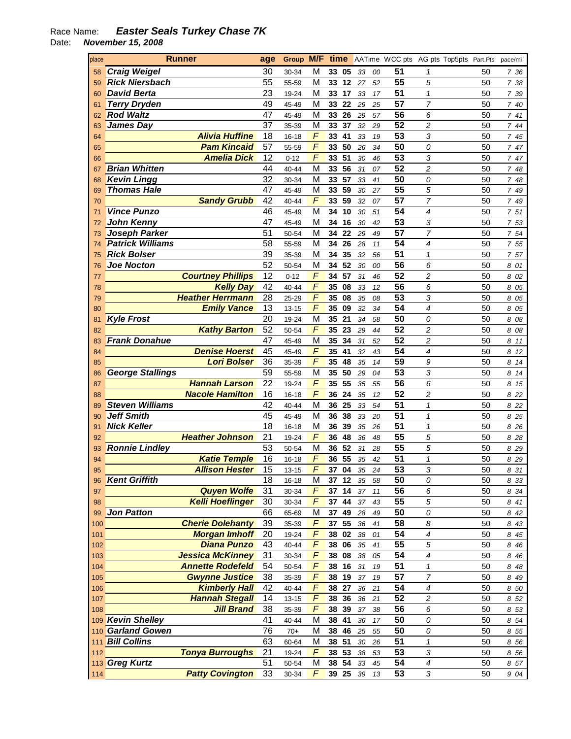Race Name: ***Easter Seals Turkey Chase 7K***
Date: ***November 15, 2008***

| place | Runner | age | Group | M/F | time | | AATime | | WCC pts | AG pts | Top5pts | Part.Pts | pace/mi |
|---|---|---|---|---|---|---|---|---|---|---|---|---|---|
| 58 | Craig Weigel | 30 | 30-34 | M | 33 | 05 | 33 | 00 | 51 | 1 | | 50 | 7 36 |
| 59 | Rick Niersbach | 55 | 55-59 | M | 33 | 12 | 27 | 52 | 55 | 5 | | 50 | 7 38 |
| 60 | David Berta | 23 | 19-24 | M | 33 | 17 | 33 | 17 | 51 | 1 | | 50 | 7 39 |
| 61 | Terry Dryden | 49 | 45-49 | M | 33 | 22 | 29 | 25 | 57 | 7 | | 50 | 7 40 |
| 62 | Rod Waltz | 47 | 45-49 | M | 33 | 26 | 29 | 57 | 56 | 6 | | 50 | 7 41 |
| 63 | James Day | 37 | 35-39 | M | 33 | 37 | 32 | 29 | 52 | 2 | | 50 | 7 44 |
| 64 | Alivia Huffine | 18 | 16-18 | F | 33 | 41 | 33 | 19 | 53 | 3 | | 50 | 7 45 |
| 65 | Pam Kincaid | 57 | 55-59 | F | 33 | 50 | 26 | 34 | 50 | 0 | | 50 | 7 47 |
| 66 | Amelia Dick | 12 | 0-12 | F | 33 | 51 | 30 | 46 | 53 | 3 | | 50 | 7 47 |
| 67 | Brian Whitten | 44 | 40-44 | M | 33 | 56 | 31 | 07 | 52 | 2 | | 50 | 7 48 |
| 68 | Kevin Lingg | 32 | 30-34 | M | 33 | 57 | 33 | 41 | 50 | 0 | | 50 | 7 48 |
| 69 | Thomas Hale | 47 | 45-49 | M | 33 | 59 | 30 | 27 | 55 | 5 | | 50 | 7 49 |
| 70 | Sandy Grubb | 42 | 40-44 | F | 33 | 59 | 32 | 07 | 57 | 7 | | 50 | 7 49 |
| 71 | Vince Punzo | 46 | 45-49 | M | 34 | 10 | 30 | 51 | 54 | 4 | | 50 | 7 51 |
| 72 | John Kenny | 47 | 45-49 | M | 34 | 16 | 30 | 42 | 53 | 3 | | 50 | 7 53 |
| 73 | Joseph Parker | 51 | 50-54 | M | 34 | 22 | 29 | 49 | 57 | 7 | | 50 | 7 54 |
| 74 | Patrick Williams | 58 | 55-59 | M | 34 | 26 | 28 | 11 | 54 | 4 | | 50 | 7 55 |
| 75 | Rick Bolser | 39 | 35-39 | M | 34 | 35 | 32 | 56 | 51 | 1 | | 50 | 7 57 |
| 76 | Joe Nocton | 52 | 50-54 | M | 34 | 52 | 30 | 00 | 56 | 6 | | 50 | 8 01 |
| 77 | Courtney Phillips | 12 | 0-12 | F | 34 | 57 | 31 | 46 | 52 | 2 | | 50 | 8 02 |
| 78 | Kelly Day | 42 | 40-44 | F | 35 | 08 | 33 | 12 | 56 | 6 | | 50 | 8 05 |
| 79 | Heather Herrmann | 28 | 25-29 | F | 35 | 08 | 35 | 08 | 53 | 3 | | 50 | 8 05 |
| 80 | Emily Vance | 13 | 13-15 | F | 35 | 09 | 32 | 34 | 54 | 4 | | 50 | 8 05 |
| 81 | Kyle Frost | 20 | 19-24 | M | 35 | 21 | 34 | 58 | 50 | 0 | | 50 | 8 08 |
| 82 | Kathy Barton | 52 | 50-54 | F | 35 | 23 | 29 | 44 | 52 | 2 | | 50 | 8 08 |
| 83 | Frank Donahue | 47 | 45-49 | M | 35 | 34 | 31 | 52 | 52 | 2 | | 50 | 8 11 |
| 84 | Denise Hoerst | 45 | 45-49 | F | 35 | 41 | 32 | 43 | 54 | 4 | | 50 | 8 12 |
| 85 | Lori Bolser | 36 | 35-39 | F | 35 | 48 | 35 | 14 | 59 | 9 | | 50 | 8 14 |
| 86 | George Stallings | 59 | 55-59 | M | 35 | 50 | 29 | 04 | 53 | 3 | | 50 | 8 14 |
| 87 | Hannah Larson | 22 | 19-24 | F | 35 | 55 | 35 | 55 | 56 | 6 | | 50 | 8 15 |
| 88 | Nacole Hamilton | 16 | 16-18 | F | 36 | 24 | 35 | 12 | 52 | 2 | | 50 | 8 22 |
| 89 | Steven Williams | 42 | 40-44 | M | 36 | 25 | 33 | 54 | 51 | 1 | | 50 | 8 22 |
| 90 | Jeff Smith | 45 | 45-49 | M | 36 | 38 | 33 | 20 | 51 | 1 | | 50 | 8 25 |
| 91 | Nick Keller | 18 | 16-18 | M | 36 | 39 | 35 | 26 | 51 | 1 | | 50 | 8 26 |
| 92 | Heather Johnson | 21 | 19-24 | F | 36 | 48 | 36 | 48 | 55 | 5 | | 50 | 8 28 |
| 93 | Ronnie Lindley | 53 | 50-54 | M | 36 | 52 | 31 | 28 | 55 | 5 | | 50 | 8 29 |
| 94 | Katie Temple | 16 | 16-18 | F | 36 | 55 | 35 | 42 | 51 | 1 | | 50 | 8 29 |
| 95 | Allison Hester | 15 | 13-15 | F | 37 | 04 | 35 | 24 | 53 | 3 | | 50 | 8 31 |
| 96 | Kent Griffith | 18 | 16-18 | M | 37 | 12 | 35 | 58 | 50 | 0 | | 50 | 8 33 |
| 97 | Quyen Wolfe | 31 | 30-34 | F | 37 | 14 | 37 | 11 | 56 | 6 | | 50 | 8 34 |
| 98 | Kelli Hoeflinger | 30 | 30-34 | F | 37 | 44 | 37 | 43 | 55 | 5 | | 50 | 8 41 |
| 99 | Jon Patton | 66 | 65-69 | M | 37 | 49 | 28 | 49 | 50 | 0 | | 50 | 8 42 |
| 100 | Cherie Dolehanty | 39 | 35-39 | F | 37 | 55 | 36 | 41 | 58 | 8 | | 50 | 8 43 |
| 101 | Morgan Imhoff | 20 | 19-24 | F | 38 | 02 | 38 | 01 | 54 | 4 | | 50 | 8 45 |
| 102 | Diana Punzo | 43 | 40-44 | F | 38 | 06 | 35 | 41 | 55 | 5 | | 50 | 8 46 |
| 103 | Jessica McKinney | 31 | 30-34 | F | 38 | 08 | 38 | 05 | 54 | 4 | | 50 | 8 46 |
| 104 | Annette Rodefeld | 54 | 50-54 | F | 38 | 16 | 31 | 19 | 51 | 1 | | 50 | 8 48 |
| 105 | Gwynne Justice | 38 | 35-39 | F | 38 | 19 | 37 | 19 | 57 | 7 | | 50 | 8 49 |
| 106 | Kimberly Hall | 42 | 40-44 | F | 38 | 27 | 36 | 21 | 54 | 4 | | 50 | 8 50 |
| 107 | Hannah Stegall | 14 | 13-15 | F | 38 | 36 | 36 | 21 | 52 | 2 | | 50 | 8 52 |
| 108 | Jill Brand | 38 | 35-39 | F | 38 | 39 | 37 | 38 | 56 | 6 | | 50 | 8 53 |
| 109 | Kevin Shelley | 41 | 40-44 | M | 38 | 41 | 36 | 17 | 50 | 0 | | 50 | 8 54 |
| 110 | Garland Gowen | 76 | 70+ | M | 38 | 46 | 25 | 55 | 50 | 0 | | 50 | 8 55 |
| 111 | Bill Collins | 63 | 60-64 | M | 38 | 51 | 30 | 26 | 51 | 1 | | 50 | 8 56 |
| 112 | Tonya Burroughs | 21 | 19-24 | F | 38 | 53 | 38 | 53 | 53 | 3 | | 50 | 8 56 |
| 113 | Greg Kurtz | 51 | 50-54 | M | 38 | 54 | 33 | 45 | 54 | 4 | | 50 | 8 57 |
| 114 | Patty Covington | 33 | 30-34 | F | 39 | 25 | 39 | 13 | 53 | 3 | | 50 | 9 04 |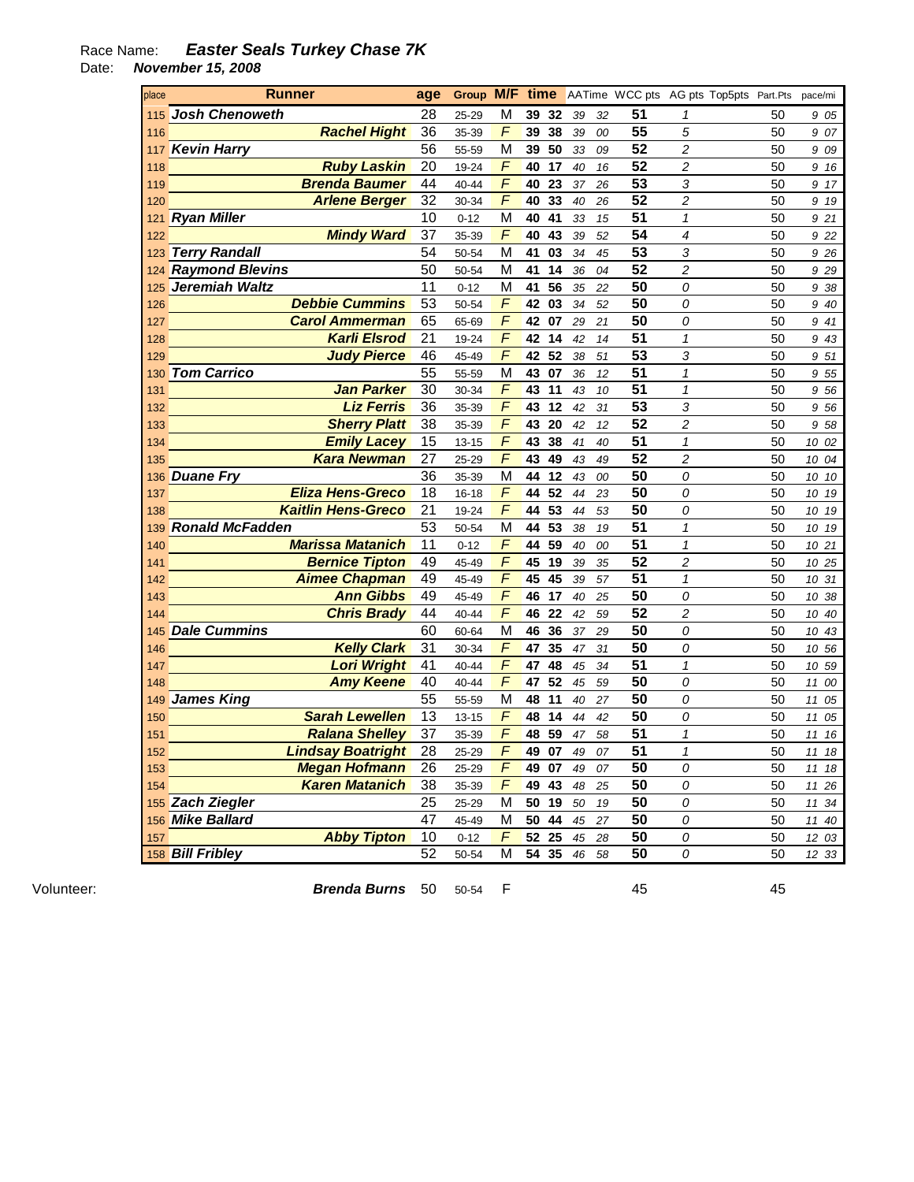Race Name: ***Easter Seals Turkey Chase 7K***
Date: ***November 15, 2008***

| place | Runner | age | Group | M/F | time | | AATime | | WCC pts | AG pts | Top5pts | Part.Pts | pace/mi |
|---|---|---|---|---|---|---|---|---|---|---|---|---|---|
| 115 | Josh Chenoweth | 28 | 25-29 | M | 39 | 32 | 39 | 32 | 51 | 1 | | 50 | 9 05 |
| 116 | Rachel Hight | 36 | 35-39 | F | 39 | 38 | 39 | 00 | 55 | 5 | | 50 | 9 07 |
| 117 | Kevin Harry | 56 | 55-59 | M | 39 | 50 | 33 | 09 | 52 | 2 | | 50 | 9 09 |
| 118 | Ruby Laskin | 20 | 19-24 | F | 40 | 17 | 40 | 16 | 52 | 2 | | 50 | 9 16 |
| 119 | Brenda Baumer | 44 | 40-44 | F | 40 | 23 | 37 | 26 | 53 | 3 | | 50 | 9 17 |
| 120 | Arlene Berger | 32 | 30-34 | F | 40 | 33 | 40 | 26 | 52 | 2 | | 50 | 9 19 |
| 121 | Ryan Miller | 10 | 0-12 | M | 40 | 41 | 33 | 15 | 51 | 1 | | 50 | 9 21 |
| 122 | Mindy Ward | 37 | 35-39 | F | 40 | 43 | 39 | 52 | 54 | 4 | | 50 | 9 22 |
| 123 | Terry Randall | 54 | 50-54 | M | 41 | 03 | 34 | 45 | 53 | 3 | | 50 | 9 26 |
| 124 | Raymond Blevins | 50 | 50-54 | M | 41 | 14 | 36 | 04 | 52 | 2 | | 50 | 9 29 |
| 125 | Jeremiah Waltz | 11 | 0-12 | M | 41 | 56 | 35 | 22 | 50 | 0 | | 50 | 9 38 |
| 126 | Debbie Cummins | 53 | 50-54 | F | 42 | 03 | 34 | 52 | 50 | 0 | | 50 | 9 40 |
| 127 | Carol Ammerman | 65 | 65-69 | F | 42 | 07 | 29 | 21 | 50 | 0 | | 50 | 9 41 |
| 128 | Karli Elsrod | 21 | 19-24 | F | 42 | 14 | 42 | 14 | 51 | 1 | | 50 | 9 43 |
| 129 | Judy Pierce | 46 | 45-49 | F | 42 | 52 | 38 | 51 | 53 | 3 | | 50 | 9 51 |
| 130 | Tom Carrico | 55 | 55-59 | M | 43 | 07 | 36 | 12 | 51 | 1 | | 50 | 9 55 |
| 131 | Jan Parker | 30 | 30-34 | F | 43 | 11 | 43 | 10 | 51 | 1 | | 50 | 9 56 |
| 132 | Liz Ferris | 36 | 35-39 | F | 43 | 12 | 42 | 31 | 53 | 3 | | 50 | 9 56 |
| 133 | Sherry Platt | 38 | 35-39 | F | 43 | 20 | 42 | 12 | 52 | 2 | | 50 | 9 58 |
| 134 | Emily Lacey | 15 | 13-15 | F | 43 | 38 | 41 | 40 | 51 | 1 | | 50 | 10 02 |
| 135 | Kara Newman | 27 | 25-29 | F | 43 | 49 | 43 | 49 | 52 | 2 | | 50 | 10 04 |
| 136 | Duane Fry | 36 | 35-39 | M | 44 | 12 | 43 | 00 | 50 | 0 | | 50 | 10 10 |
| 137 | Eliza Hens-Greco | 18 | 16-18 | F | 44 | 52 | 44 | 23 | 50 | 0 | | 50 | 10 19 |
| 138 | Kaitlin Hens-Greco | 21 | 19-24 | F | 44 | 53 | 44 | 53 | 50 | 0 | | 50 | 10 19 |
| 139 | Ronald McFadden | 53 | 50-54 | M | 44 | 53 | 38 | 19 | 51 | 1 | | 50 | 10 19 |
| 140 | Marissa Matanich | 11 | 0-12 | F | 44 | 59 | 40 | 00 | 51 | 1 | | 50 | 10 21 |
| 141 | Bernice Tipton | 49 | 45-49 | F | 45 | 19 | 39 | 35 | 52 | 2 | | 50 | 10 25 |
| 142 | Aimee Chapman | 49 | 45-49 | F | 45 | 45 | 39 | 57 | 51 | 1 | | 50 | 10 31 |
| 143 | Ann Gibbs | 49 | 45-49 | F | 46 | 17 | 40 | 25 | 50 | 0 | | 50 | 10 38 |
| 144 | Chris Brady | 44 | 40-44 | F | 46 | 22 | 42 | 59 | 52 | 2 | | 50 | 10 40 |
| 145 | Dale Cummins | 60 | 60-64 | M | 46 | 36 | 37 | 29 | 50 | 0 | | 50 | 10 43 |
| 146 | Kelly Clark | 31 | 30-34 | F | 47 | 35 | 47 | 31 | 50 | 0 | | 50 | 10 56 |
| 147 | Lori Wright | 41 | 40-44 | F | 47 | 48 | 45 | 34 | 51 | 1 | | 50 | 10 59 |
| 148 | Amy Keene | 40 | 40-44 | F | 47 | 52 | 45 | 59 | 50 | 0 | | 50 | 11 00 |
| 149 | James King | 55 | 55-59 | M | 48 | 11 | 40 | 27 | 50 | 0 | | 50 | 11 05 |
| 150 | Sarah Lewellen | 13 | 13-15 | F | 48 | 14 | 44 | 42 | 50 | 0 | | 50 | 11 05 |
| 151 | Ralana Shelley | 37 | 35-39 | F | 48 | 59 | 47 | 58 | 51 | 1 | | 50 | 11 16 |
| 152 | Lindsay Boatright | 28 | 25-29 | F | 49 | 07 | 49 | 07 | 51 | 1 | | 50 | 11 18 |
| 153 | Megan Hofmann | 26 | 25-29 | F | 49 | 07 | 49 | 07 | 50 | 0 | | 50 | 11 18 |
| 154 | Karen Matanich | 38 | 35-39 | F | 49 | 43 | 48 | 25 | 50 | 0 | | 50 | 11 26 |
| 155 | Zach Ziegler | 25 | 25-29 | M | 50 | 19 | 50 | 19 | 50 | 0 | | 50 | 11 34 |
| 156 | Mike Ballard | 47 | 45-49 | M | 50 | 44 | 45 | 27 | 50 | 0 | | 50 | 11 40 |
| 157 | Abby Tipton | 10 | 0-12 | F | 52 | 25 | 45 | 28 | 50 | 0 | | 50 | 12 03 |
| 158 | Bill Fribley | 52 | 50-54 | M | 54 | 35 | 46 | 58 | 50 | 0 | | 50 | 12 33 |

| | | | | | | | | |
|---|---|---|---|---|---|---|---|---|
| Volunteer: | Brenda Burns | 50 | 50-54 | F | 45 | | | 45 |